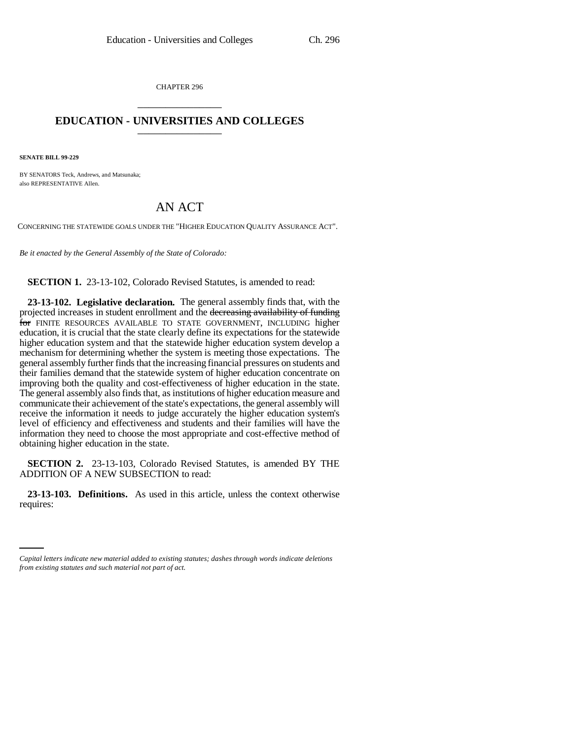CHAPTER 296

# EDUCATION - UNIVERSITIES AND COLLEGES

**SENATE BILL 99-229**

BY SENATORS Teck, Andrews, and Matsunaka;
also REPRESENTATIVE Allen.

## AN ACT

CONCERNING THE STATEWIDE GOALS UNDER THE "HIGHER EDUCATION QUALITY ASSURANCE ACT".

*Be it enacted by the General Assembly of the State of Colorado:*

**SECTION 1.** 23-13-102, Colorado Revised Statutes, is amended to read:

**23-13-102. Legislative declaration.** The general assembly finds that, with the projected increases in student enrollment and the ~~decreasing availability of funding for~~ FINITE RESOURCES AVAILABLE TO STATE GOVERNMENT, INCLUDING higher education, it is crucial that the state clearly define its expectations for the statewide higher education system and that the statewide higher education system develop a mechanism for determining whether the system is meeting those expectations. The general assembly further finds that the increasing financial pressures on students and their families demand that the statewide system of higher education concentrate on improving both the quality and cost-effectiveness of higher education in the state. The general assembly also finds that, as institutions of higher education measure and communicate their achievement of the state's expectations, the general assembly will receive the information it needs to judge accurately the higher education system's level of efficiency and effectiveness and students and their families will have the information they need to choose the most appropriate and cost-effective method of obtaining higher education in the state.

**SECTION 2.** 23-13-103, Colorado Revised Statutes, is amended BY THE ADDITION OF A NEW SUBSECTION to read:

**23-13-103. Definitions.** As used in this article, unless the context otherwise requires:

*Capital letters indicate new material added to existing statutes; dashes through words indicate deletions from existing statutes and such material not part of act.*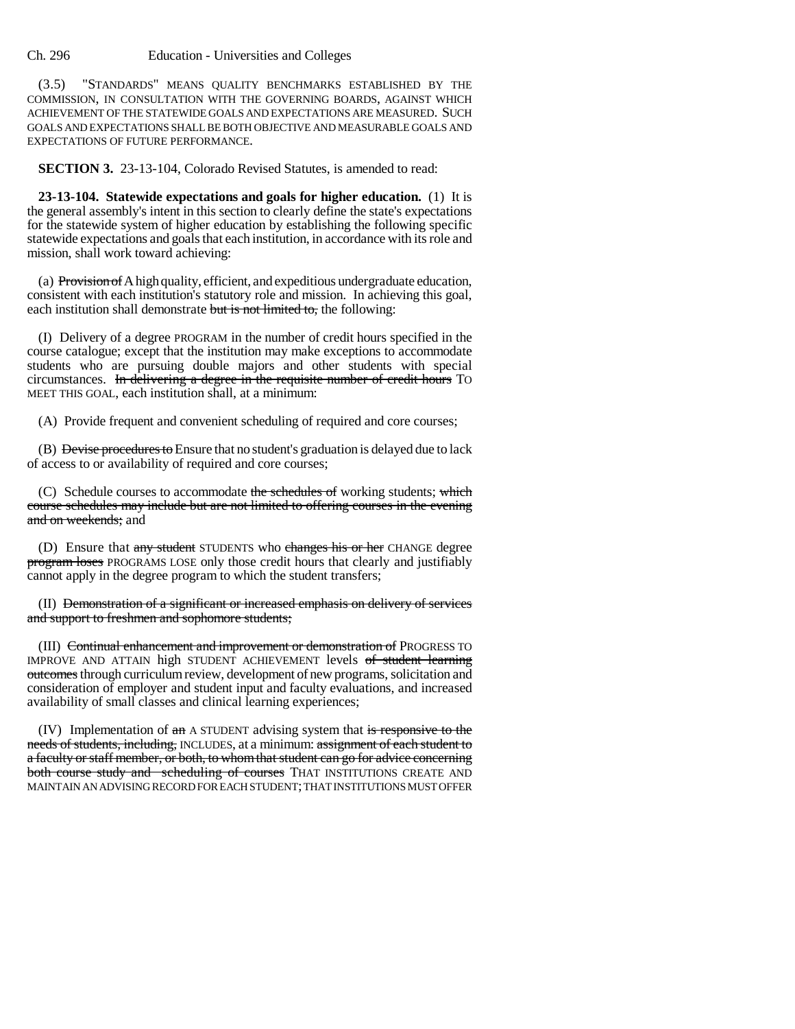(3.5) "STANDARDS" MEANS QUALITY BENCHMARKS ESTABLISHED BY THE COMMISSION, IN CONSULTATION WITH THE GOVERNING BOARDS, AGAINST WHICH ACHIEVEMENT OF THE STATEWIDE GOALS AND EXPECTATIONS ARE MEASURED. SUCH GOALS AND EXPECTATIONS SHALL BE BOTH OBJECTIVE AND MEASURABLE GOALS AND EXPECTATIONS OF FUTURE PERFORMANCE.

**SECTION 3.** 23-13-104, Colorado Revised Statutes, is amended to read:

**23-13-104. Statewide expectations and goals for higher education.** (1) It is the general assembly's intent in this section to clearly define the state's expectations for the statewide system of higher education by establishing the following specific statewide expectations and goals that each institution, in accordance with its role and mission, shall work toward achieving:

(a) ~~Provision of~~ A high quality, efficient, and expeditious undergraduate education, consistent with each institution's statutory role and mission. In achieving this goal, each institution shall demonstrate ~~but is not limited to,~~ the following:

(I) Delivery of a degree PROGRAM in the number of credit hours specified in the course catalogue; except that the institution may make exceptions to accommodate students who are pursuing double majors and other students with special circumstances. ~~In delivering a degree in the requisite number of credit hours~~ TO MEET THIS GOAL, each institution shall, at a minimum:

(A) Provide frequent and convenient scheduling of required and core courses;

(B) ~~Devise procedures to~~ Ensure that no student's graduation is delayed due to lack of access to or availability of required and core courses;

(C) Schedule courses to accommodate ~~the schedules of~~ working students; ~~which course schedules may include but are not limited to offering courses in the evening and on weekends;~~ and

(D) Ensure that ~~any student~~ STUDENTS who ~~changes his or her~~ CHANGE degree ~~program loses~~ PROGRAMS LOSE only those credit hours that clearly and justifiably cannot apply in the degree program to which the student transfers;

(II) ~~Demonstration of a significant or increased emphasis on delivery of services and support to freshmen and sophomore students;~~

(III) ~~Continual enhancement and improvement or demonstration of~~ PROGRESS TO IMPROVE AND ATTAIN high STUDENT ACHIEVEMENT levels ~~of student learning outcomes~~ through curriculum review, development of new programs, solicitation and consideration of employer and student input and faculty evaluations, and increased availability of small classes and clinical learning experiences;

(IV) Implementation of ~~an~~ A STUDENT advising system that ~~is responsive to the needs of students, including,~~ INCLUDES, at a minimum: ~~assignment of each student to a faculty or staff member, or both, to whom that student can go for advice concerning both course study and scheduling of courses~~ THAT INSTITUTIONS CREATE AND MAINTAIN AN ADVISING RECORD FOR EACH STUDENT; THAT INSTITUTIONS MUST OFFER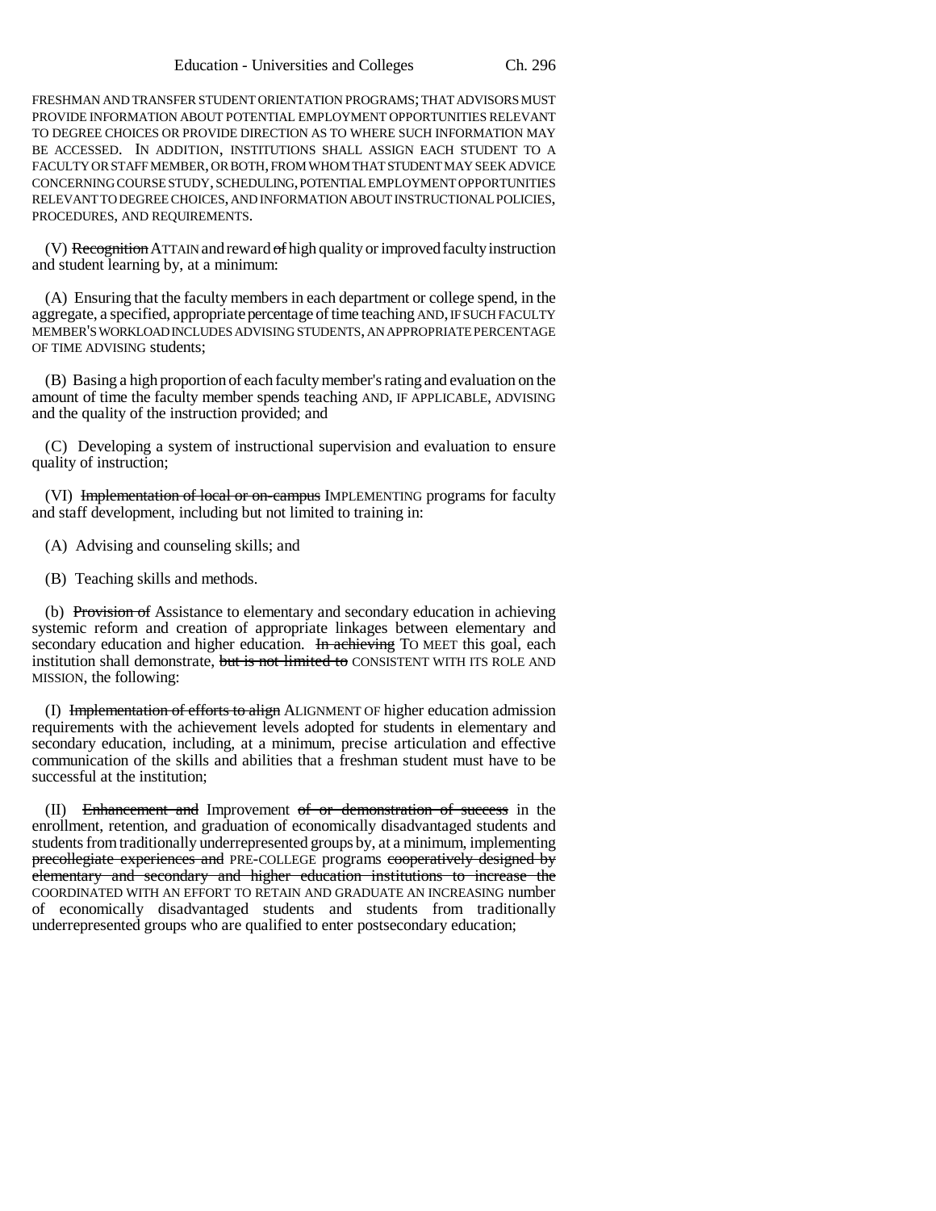FRESHMAN AND TRANSFER STUDENT ORIENTATION PROGRAMS; THAT ADVISORS MUST PROVIDE INFORMATION ABOUT POTENTIAL EMPLOYMENT OPPORTUNITIES RELEVANT TO DEGREE CHOICES OR PROVIDE DIRECTION AS TO WHERE SUCH INFORMATION MAY BE ACCESSED. IN ADDITION, INSTITUTIONS SHALL ASSIGN EACH STUDENT TO A FACULTY OR STAFF MEMBER, OR BOTH, FROM WHOM THAT STUDENT MAY SEEK ADVICE CONCERNING COURSE STUDY, SCHEDULING, POTENTIAL EMPLOYMENT OPPORTUNITIES RELEVANT TO DEGREE CHOICES, AND INFORMATION ABOUT INSTRUCTIONAL POLICIES, PROCEDURES, AND REQUIREMENTS.

(V) ~~Recognition~~ ATTAIN and reward ~~of~~ high quality or improved faculty instruction and student learning by, at a minimum:

(A) Ensuring that the faculty members in each department or college spend, in the aggregate, a specified, appropriate percentage of time teaching AND, IF SUCH FACULTY MEMBER'S WORKLOAD INCLUDES ADVISING STUDENTS, AN APPROPRIATE PERCENTAGE OF TIME ADVISING students;

(B) Basing a high proportion of each faculty member's rating and evaluation on the amount of time the faculty member spends teaching AND, IF APPLICABLE, ADVISING and the quality of the instruction provided; and

(C) Developing a system of instructional supervision and evaluation to ensure quality of instruction;

(VI) ~~Implementation of local or on-campus~~ IMPLEMENTING programs for faculty and staff development, including but not limited to training in:

(A) Advising and counseling skills; and

(B) Teaching skills and methods.

(b) ~~Provision of~~ Assistance to elementary and secondary education in achieving systemic reform and creation of appropriate linkages between elementary and secondary education and higher education. ~~In achieving~~ TO MEET this goal, each institution shall demonstrate, ~~but is not limited to~~ CONSISTENT WITH ITS ROLE AND MISSION, the following:

(I) ~~Implementation of efforts to align~~ ALIGNMENT OF higher education admission requirements with the achievement levels adopted for students in elementary and secondary education, including, at a minimum, precise articulation and effective communication of the skills and abilities that a freshman student must have to be successful at the institution;

(II) ~~Enhancement and~~ Improvement ~~of or demonstration of success~~ in the enrollment, retention, and graduation of economically disadvantaged students and students from traditionally underrepresented groups by, at a minimum, implementing ~~precollegiate experiences and~~ PRE-COLLEGE programs ~~cooperatively designed by elementary and secondary and higher education institutions to increase the~~ COORDINATED WITH AN EFFORT TO RETAIN AND GRADUATE AN INCREASING number of economically disadvantaged students and students from traditionally underrepresented groups who are qualified to enter postsecondary education;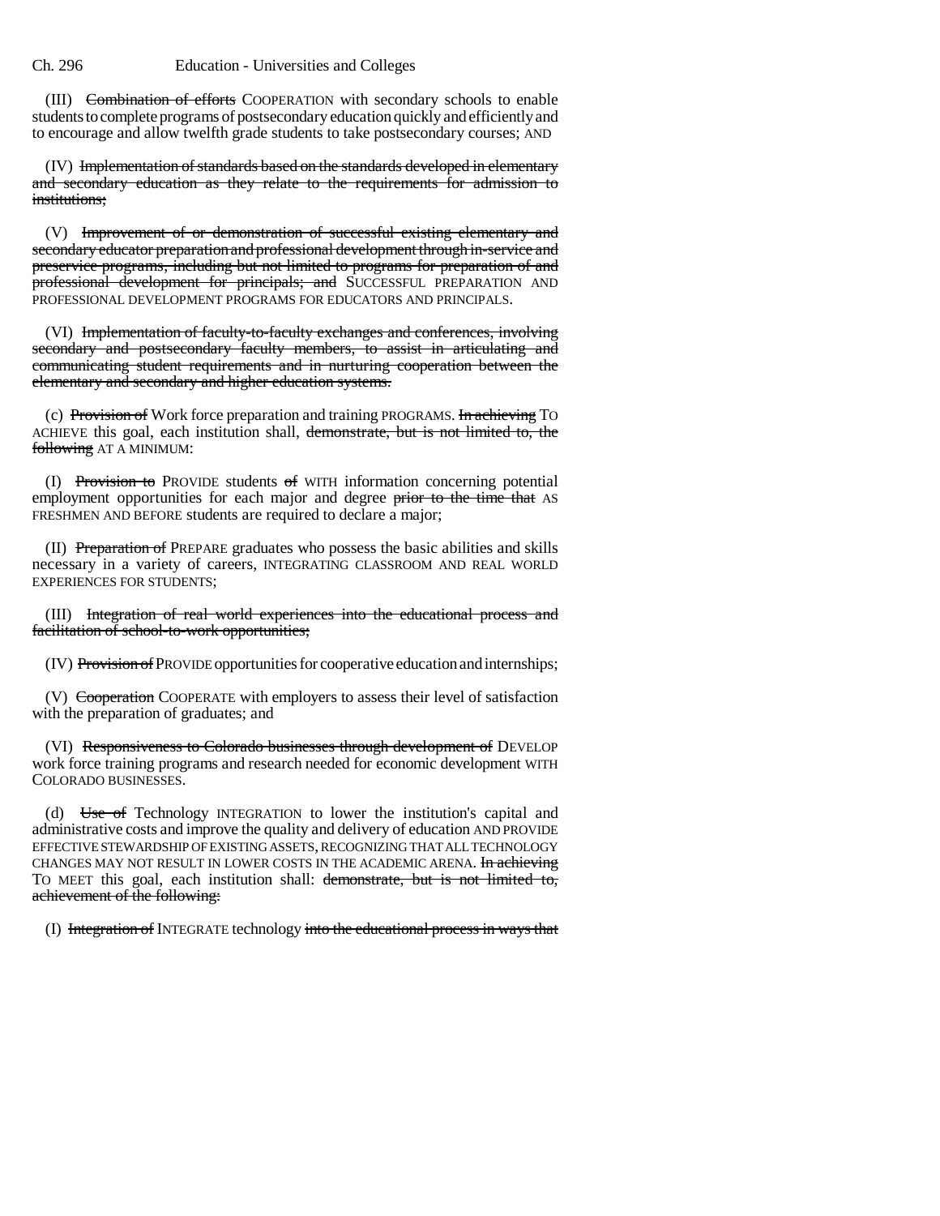(III) ~~Combination of efforts~~ COOPERATION with secondary schools to enable students to complete programs of postsecondary education quickly and efficiently and to encourage and allow twelfth grade students to take postsecondary courses; AND

(IV) ~~Implementation of standards based on the standards developed in elementary and secondary education as they relate to the requirements for admission to institutions;~~

(V) ~~Improvement of or demonstration of successful existing elementary and secondary educator preparation and professional development through in-service and preservice programs, including but not limited to programs for preparation of and professional development for principals; and~~ SUCCESSFUL PREPARATION AND PROFESSIONAL DEVELOPMENT PROGRAMS FOR EDUCATORS AND PRINCIPALS.

(VI) ~~Implementation of faculty-to-faculty exchanges and conferences, involving secondary and postsecondary faculty members, to assist in articulating and communicating student requirements and in nurturing cooperation between the elementary and secondary and higher education systems.~~

(c) ~~Provision of~~ Work force preparation and training PROGRAMS. ~~In achieving~~ TO ACHIEVE this goal, each institution shall, ~~demonstrate, but is not limited to, the following~~ AT A MINIMUM:

(I) ~~Provision to~~ PROVIDE students ~~of~~ WITH information concerning potential employment opportunities for each major and degree ~~prior to the time that~~ AS FRESHMEN AND BEFORE students are required to declare a major;

(II) ~~Preparation of~~ PREPARE graduates who possess the basic abilities and skills necessary in a variety of careers, INTEGRATING CLASSROOM AND REAL WORLD EXPERIENCES FOR STUDENTS;

(III) ~~Integration of real world experiences into the educational process and facilitation of school-to-work opportunities;~~

(IV) ~~Provision of~~ PROVIDE opportunities for cooperative education and internships;

(V) ~~Cooperation~~ COOPERATE with employers to assess their level of satisfaction with the preparation of graduates; and

(VI) ~~Responsiveness to Colorado businesses through development of~~ DEVELOP work force training programs and research needed for economic development WITH COLORADO BUSINESSES.

(d) ~~Use of~~ Technology INTEGRATION to lower the institution's capital and administrative costs and improve the quality and delivery of education AND PROVIDE EFFECTIVE STEWARDSHIP OF EXISTING ASSETS, RECOGNIZING THAT ALL TECHNOLOGY CHANGES MAY NOT RESULT IN LOWER COSTS IN THE ACADEMIC ARENA. ~~In achieving~~ TO MEET this goal, each institution shall: ~~demonstrate, but is not limited to, achievement of the following:~~

(I) ~~Integration of~~ INTEGRATE technology ~~into the educational process in ways that~~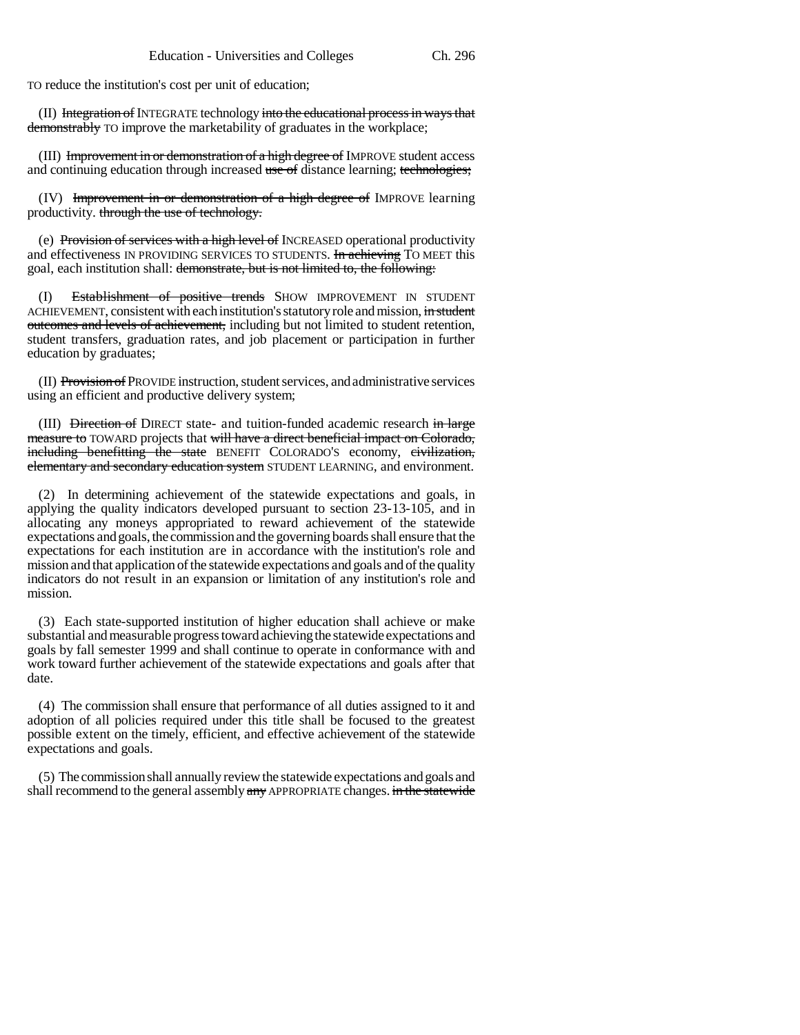TO reduce the institution's cost per unit of education;

(II) ~~Integration of~~ INTEGRATE technology ~~into the educational process in ways that demonstrably~~ TO improve the marketability of graduates in the workplace;

(III) ~~Improvement in or demonstration of a high degree of~~ IMPROVE student access and continuing education through increased ~~use of~~ distance learning; ~~technologies;~~

(IV) ~~Improvement in or demonstration of a high degree of~~ IMPROVE learning productivity. ~~through the use of technology.~~

(e) ~~Provision of services with a high level of~~ INCREASED operational productivity and effectiveness IN PROVIDING SERVICES TO STUDENTS. ~~In achieving~~ TO MEET this goal, each institution shall: ~~demonstrate, but is not limited to, the following:~~

(I) ~~Establishment of positive trends~~ SHOW IMPROVEMENT IN STUDENT ACHIEVEMENT, consistent with each institution's statutory role and mission, ~~in student outcomes and levels of achievement,~~ including but not limited to student retention, student transfers, graduation rates, and job placement or participation in further education by graduates;

(II) ~~Provision of~~ PROVIDE instruction, student services, and administrative services using an efficient and productive delivery system;

(III) ~~Direction of~~ DIRECT state- and tuition-funded academic research ~~in large measure to~~ TOWARD projects that ~~will have a direct beneficial impact on Colorado, including benefitting the state~~ BENEFIT COLORADO'S economy, ~~civilization, elementary and secondary education system~~ STUDENT LEARNING, and environment.

(2) In determining achievement of the statewide expectations and goals, in applying the quality indicators developed pursuant to section 23-13-105, and in allocating any moneys appropriated to reward achievement of the statewide expectations and goals, the commission and the governing boards shall ensure that the expectations for each institution are in accordance with the institution's role and mission and that application of the statewide expectations and goals and of the quality indicators do not result in an expansion or limitation of any institution's role and mission.

(3) Each state-supported institution of higher education shall achieve or make substantial and measurable progress toward achieving the statewide expectations and goals by fall semester 1999 and shall continue to operate in conformance with and work toward further achievement of the statewide expectations and goals after that date.

(4) The commission shall ensure that performance of all duties assigned to it and adoption of all policies required under this title shall be focused to the greatest possible extent on the timely, efficient, and effective achievement of the statewide expectations and goals.

(5) The commission shall annually review the statewide expectations and goals and shall recommend to the general assembly ~~any~~ APPROPRIATE changes. ~~in the statewide~~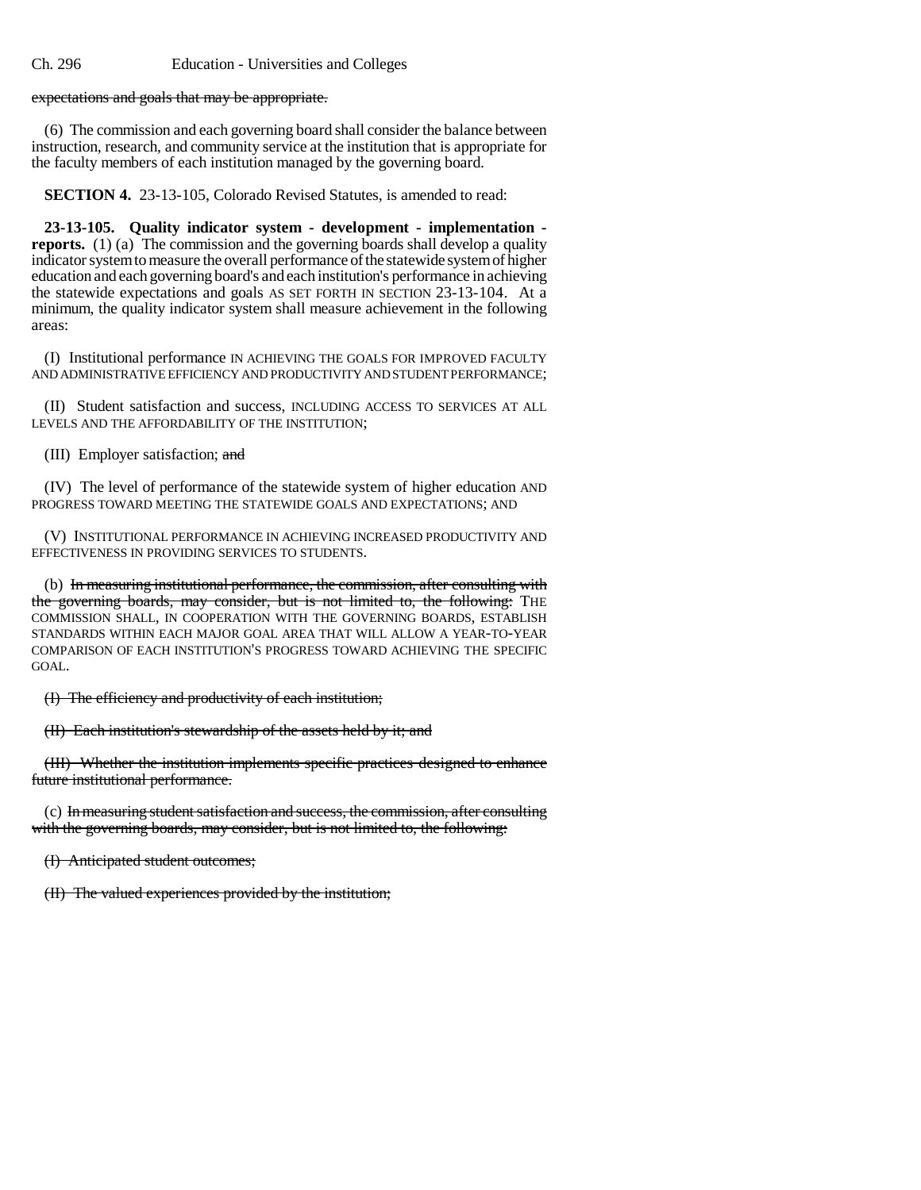expectations and goals that may be appropriate.

(6) The commission and each governing board shall consider the balance between instruction, research, and community service at the institution that is appropriate for the faculty members of each institution managed by the governing board.

**SECTION 4.** 23-13-105, Colorado Revised Statutes, is amended to read:

**23-13-105. Quality indicator system - development - implementation - reports.** (1) (a) The commission and the governing boards shall develop a quality indicator system to measure the overall performance of the statewide system of higher education and each governing board's and each institution's performance in achieving the statewide expectations and goals AS SET FORTH IN SECTION 23-13-104. At a minimum, the quality indicator system shall measure achievement in the following areas:

(I) Institutional performance IN ACHIEVING THE GOALS FOR IMPROVED FACULTY AND ADMINISTRATIVE EFFICIENCY AND PRODUCTIVITY AND STUDENT PERFORMANCE;

(II) Student satisfaction and success, INCLUDING ACCESS TO SERVICES AT ALL LEVELS AND THE AFFORDABILITY OF THE INSTITUTION;

(III) Employer satisfaction; and

(IV) The level of performance of the statewide system of higher education AND PROGRESS TOWARD MEETING THE STATEWIDE GOALS AND EXPECTATIONS; AND

(V) INSTITUTIONAL PERFORMANCE IN ACHIEVING INCREASED PRODUCTIVITY AND EFFECTIVENESS IN PROVIDING SERVICES TO STUDENTS.

(b) In measuring institutional performance, the commission, after consulting with the governing boards, may consider, but is not limited to, the following: THE COMMISSION SHALL, IN COOPERATION WITH THE GOVERNING BOARDS, ESTABLISH STANDARDS WITHIN EACH MAJOR GOAL AREA THAT WILL ALLOW A YEAR-TO-YEAR COMPARISON OF EACH INSTITUTION'S PROGRESS TOWARD ACHIEVING THE SPECIFIC GOAL.

(I) The efficiency and productivity of each institution;

(II) Each institution's stewardship of the assets held by it; and

(III) Whether the institution implements specific practices designed to enhance future institutional performance.

(c) In measuring student satisfaction and success, the commission, after consulting with the governing boards, may consider, but is not limited to, the following:

(I) Anticipated student outcomes;

(II) The valued experiences provided by the institution;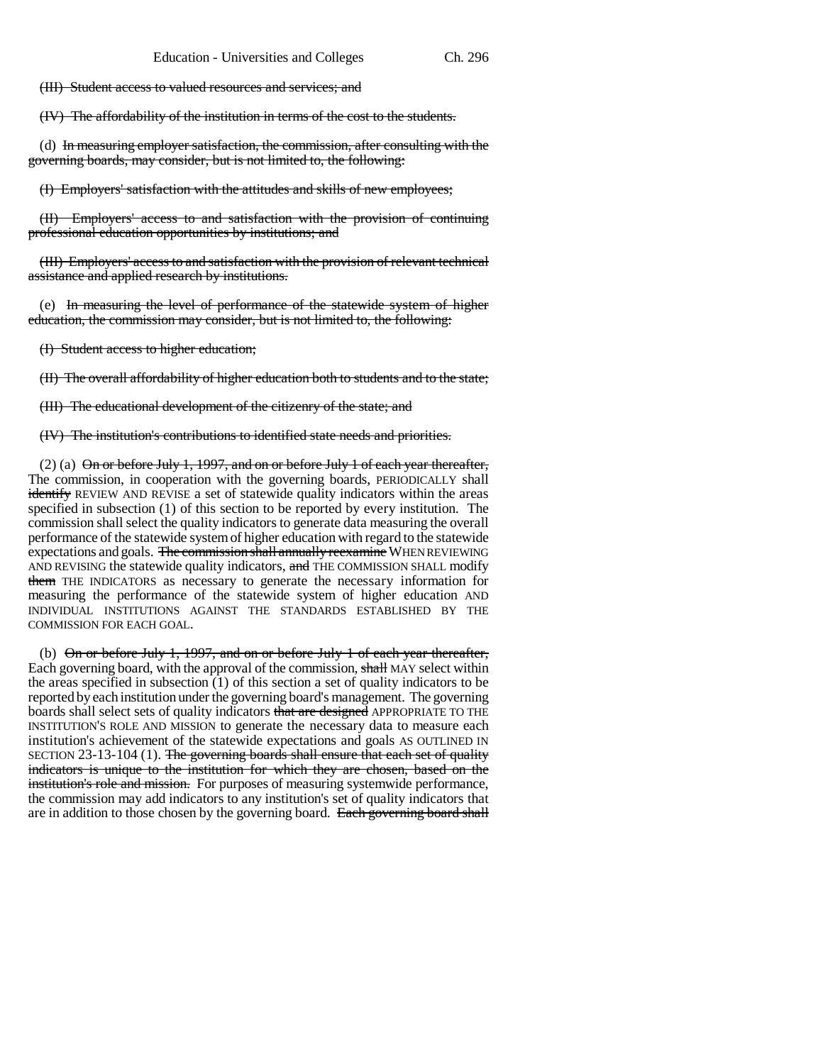(III) Student access to valued resources and services; and

(IV) The affordability of the institution in terms of the cost to the students.

(d) ~~In measuring employer satisfaction, the commission, after consulting with the governing boards, may consider, but is not limited to, the following:~~

~~(I) Employers' satisfaction with the attitudes and skills of new employees;~~

~~(II) Employers' access to and satisfaction with the provision of continuing professional education opportunities by institutions; and~~

~~(III) Employers' access to and satisfaction with the provision of relevant technical assistance and applied research by institutions.~~

(e) ~~In measuring the level of performance of the statewide system of higher education, the commission may consider, but is not limited to, the following:~~

~~(I) Student access to higher education;~~

~~(II) The overall affordability of higher education both to students and to the state;~~

~~(III) The educational development of the citizenry of the state; and~~

~~(IV) The institution's contributions to identified state needs and priorities.~~

(2) (a) ~~On or before July 1, 1997, and on or before July 1 of each year thereafter,~~ The commission, in cooperation with the governing boards, PERIODICALLY shall ~~identify~~ REVIEW AND REVISE a set of statewide quality indicators within the areas specified in subsection (1) of this section to be reported by every institution. The commission shall select the quality indicators to generate data measuring the overall performance of the statewide system of higher education with regard to the statewide expectations and goals. ~~The commission shall annually reexamine~~ WHEN REVIEWING AND REVISING the statewide quality indicators, ~~and~~ THE COMMISSION SHALL modify ~~them~~ THE INDICATORS as necessary to generate the necessary information for measuring the performance of the statewide system of higher education AND INDIVIDUAL INSTITUTIONS AGAINST THE STANDARDS ESTABLISHED BY THE COMMISSION FOR EACH GOAL.

(b) ~~On or before July 1, 1997, and on or before July 1 of each year thereafter,~~ Each governing board, with the approval of the commission, ~~shall~~ MAY select within the areas specified in subsection (1) of this section a set of quality indicators to be reported by each institution under the governing board's management. The governing boards shall select sets of quality indicators ~~that are designed~~ APPROPRIATE TO THE INSTITUTION'S ROLE AND MISSION to generate the necessary data to measure each institution's achievement of the statewide expectations and goals AS OUTLINED IN SECTION 23-13-104 (1). ~~The governing boards shall ensure that each set of quality indicators is unique to the institution for which they are chosen, based on the institution's role and mission.~~ For purposes of measuring systemwide performance, the commission may add indicators to any institution's set of quality indicators that are in addition to those chosen by the governing board. ~~Each governing board shall~~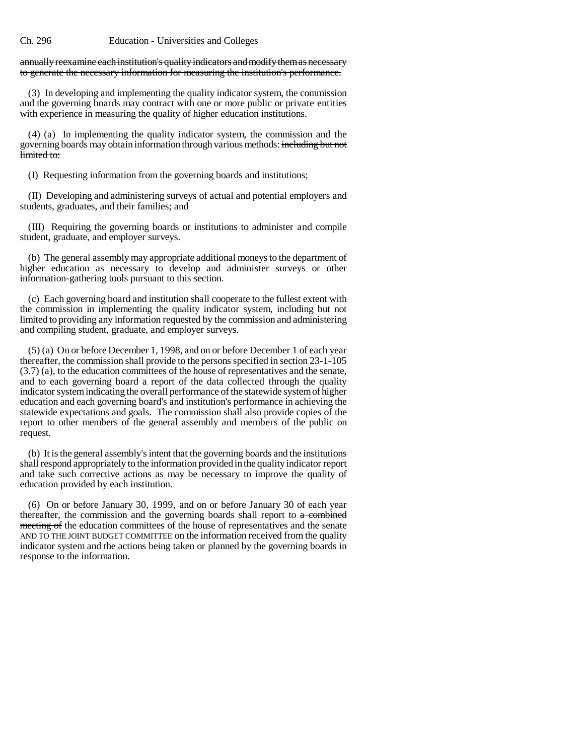~~annually reexamine each institution's quality indicators and modify them as necessary to generate the necessary information for measuring the institution's performance.~~

(3) In developing and implementing the quality indicator system, the commission and the governing boards may contract with one or more public or private entities with experience in measuring the quality of higher education institutions.

(4) (a) In implementing the quality indicator system, the commission and the governing boards may obtain information through various methods: ~~including but not limited to:~~

(I) Requesting information from the governing boards and institutions;

(II) Developing and administering surveys of actual and potential employers and students, graduates, and their families; and

(III) Requiring the governing boards or institutions to administer and compile student, graduate, and employer surveys.

(b) The general assembly may appropriate additional moneys to the department of higher education as necessary to develop and administer surveys or other information-gathering tools pursuant to this section.

(c) Each governing board and institution shall cooperate to the fullest extent with the commission in implementing the quality indicator system, including but not limited to providing any information requested by the commission and administering and compiling student, graduate, and employer surveys.

(5) (a) On or before December 1, 1998, and on or before December 1 of each year thereafter, the commission shall provide to the persons specified in section 23-1-105 (3.7) (a), to the education committees of the house of representatives and the senate, and to each governing board a report of the data collected through the quality indicator system indicating the overall performance of the statewide system of higher education and each governing board's and institution's performance in achieving the statewide expectations and goals. The commission shall also provide copies of the report to other members of the general assembly and members of the public on request.

(b) It is the general assembly's intent that the governing boards and the institutions shall respond appropriately to the information provided in the quality indicator report and take such corrective actions as may be necessary to improve the quality of education provided by each institution.

(6) On or before January 30, 1999, and on or before January 30 of each year thereafter, the commission and the governing boards shall report to ~~a combined meeting of~~ the education committees of the house of representatives and the senate AND TO THE JOINT BUDGET COMMITTEE on the information received from the quality indicator system and the actions being taken or planned by the governing boards in response to the information.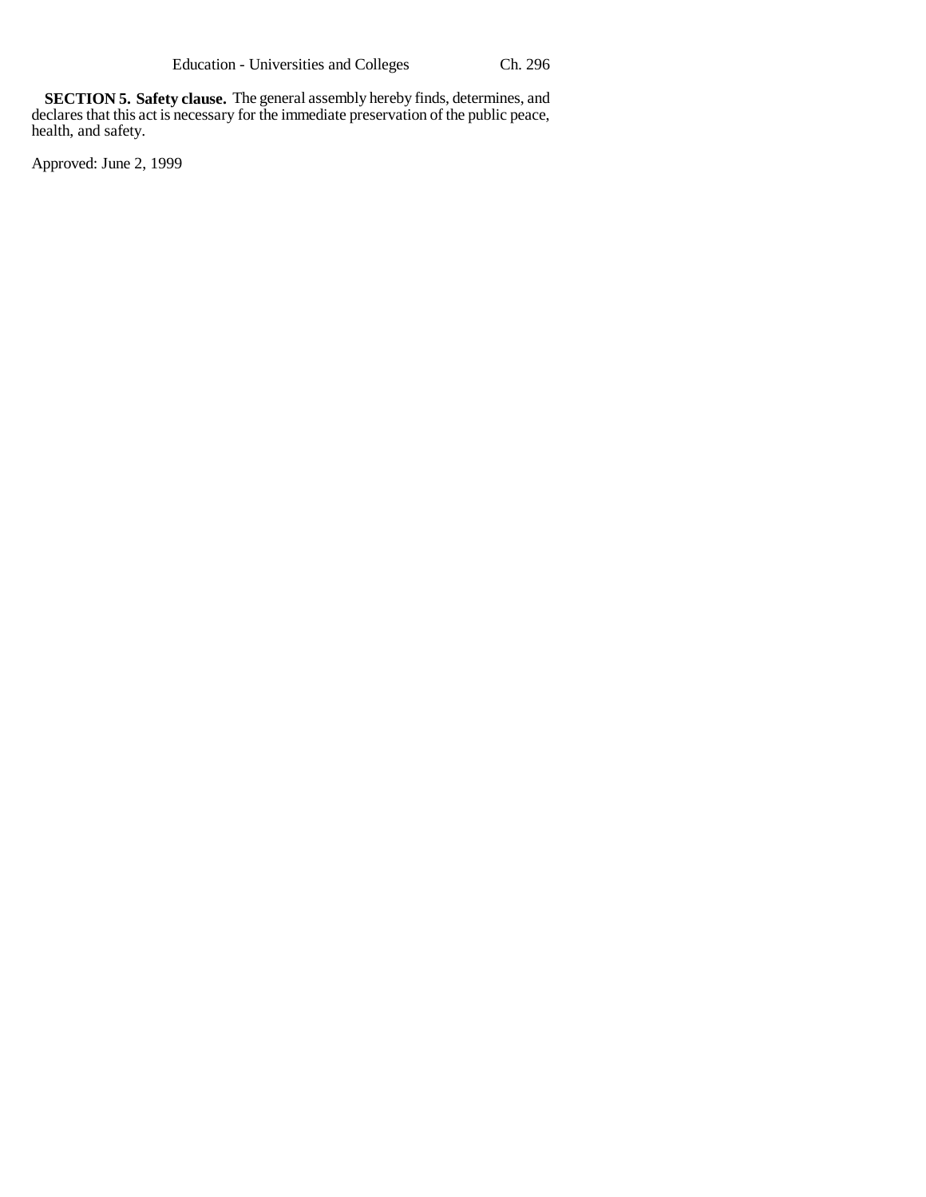**SECTION 5. Safety clause.** The general assembly hereby finds, determines, and declares that this act is necessary for the immediate preservation of the public peace, health, and safety.

Approved: June 2, 1999